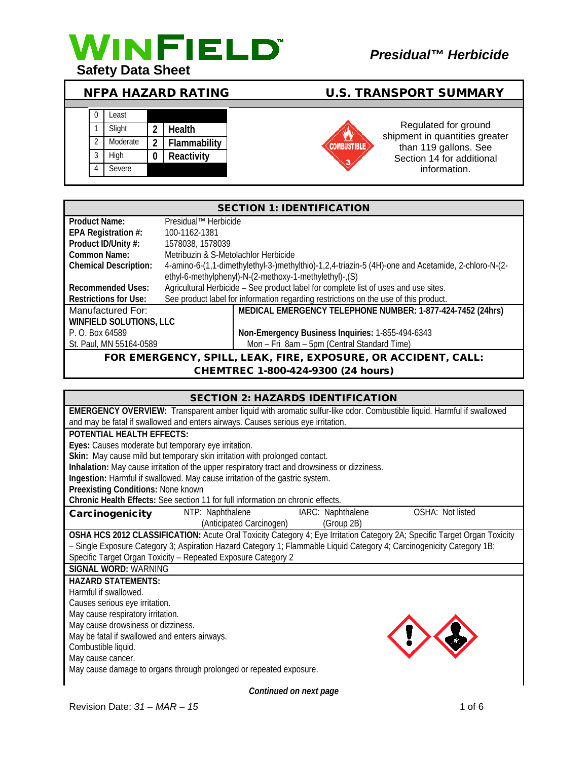# WINFIELD

**Safety Data Sheet**

***Presidual™ Herbicide***

## NFPA HAZARD RATING

| | | | |
|---|---|---|---|
| 0 | Least | | |
| 1 | Slight | 2 | Health |
| 2 | Moderate | 2 | Flammability |
| 3 | High | 0 | Reactivity |
| 4 | Severe | | |

## U.S. TRANSPORT SUMMARY

COMBUSTIBLE 3

Regulated for ground shipment in quantities greater than 119 gallons. See Section 14 for additional information.

## SECTION 1: IDENTIFICATION

| | |
|---|---|
| **Product Name:** | Presidual™ Herbicide |
| **EPA Registration #:** | 100-1162-1381 |
| **Product ID/Unity #:** | 1578038, 1578039 |
| **Common Name:** | Metribuzin & S-Metolachlor Herbicide |
| **Chemical Description:** | 4-amino-6-(1,1-dimethylethyl-3-)methylthio)-1,2,4-triazin-5 (4H)-one and Acetamide, 2-chloro-N-(2-ethyl-6-methylphenyl)-N-(2-methoxy-1-methylethyl)-,(S) |
| **Recommended Uses:** | Agricultural Herbicide – See product label for complete list of uses and use sites. |
| **Restrictions for Use:** | See product label for information regarding restrictions on the use of this product. |

| | |
|---|---|
| Manufactured For: | **MEDICAL EMERGENCY TELEPHONE NUMBER: 1-877-424-7452 (24hrs)** |
| **WINFIELD SOLUTIONS, LLC** | |
| P. O. Box 64589 | **Non-Emergency Business Inquiries:** 1-855-494-6343 |
| St. Paul, MN 55164-0589 | Mon – Fri 8am – 5pm (Central Standard Time) |

**FOR EMERGENCY, SPILL, LEAK, FIRE, EXPOSURE, OR ACCIDENT, CALL:**
**CHEMTREC 1-800-424-9300 (24 hours)**

## SECTION 2: HAZARDS IDENTIFICATION

**EMERGENCY OVERVIEW:** Transparent amber liquid with aromatic sulfur-like odor. Combustible liquid. Harmful if swallowed and may be fatal if swallowed and enters airways. Causes serious eye irritation.

**POTENTIAL HEALTH EFFECTS:**

**Eyes:** Causes moderate but temporary eye irritation.
**Skin:** May cause mild but temporary skin irritation with prolonged contact.
**Inhalation:** May cause irritation of the upper respiratory tract and drowsiness or dizziness.
**Ingestion:** Harmful if swallowed. May cause irritation of the gastric system.
**Preexisting Conditions:** None known
**Chronic Health Effects:** See section 11 for full information on chronic effects.

| **Carcinogenicity** | NTP: Naphthalene (Anticipated Carcinogen) | IARC: Naphthalene (Group 2B) | OSHA: Not listed |
|---|---|---|---|

**OSHA HCS 2012 CLASSIFICATION:** Acute Oral Toxicity Category 4; Eye Irritation Category 2A; Specific Target Organ Toxicity – Single Exposure Category 3; Aspiration Hazard Category 1; Flammable Liquid Category 4; Carcinogenicity Category 1B; Specific Target Organ Toxicity – Repeated Exposure Category 2

**SIGNAL WORD:** WARNING

**HAZARD STATEMENTS:**

Harmful if swallowed.
Causes serious eye irritation.
May cause respiratory irritation.
May cause drowsiness or dizziness.
May be fatal if swallowed and enters airways.
Combustible liquid.
May cause cancer.
May cause damage to organs through prolonged or repeated exposure.

***Continued on next page***

Revision Date: *31 – MAR – 15*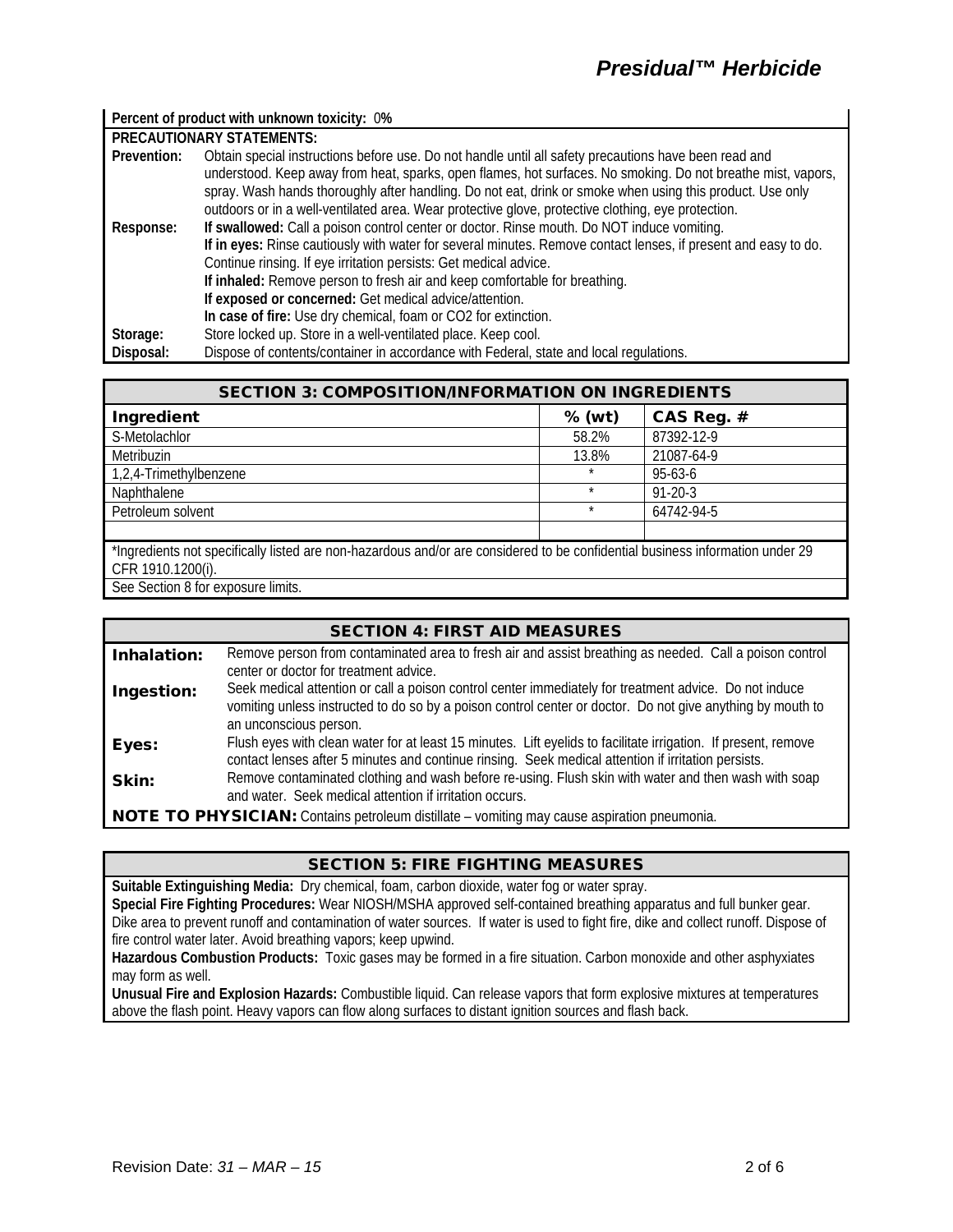**Percent of product with unknown toxicity:** 0**%**

**PRECAUTIONARY STATEMENTS:**

| | |
|---|---|
| **Prevention:** | Obtain special instructions before use. Do not handle until all safety precautions have been read and understood. Keep away from heat, sparks, open flames, hot surfaces. No smoking. Do not breathe mist, vapors, spray. Wash hands thoroughly after handling. Do not eat, drink or smoke when using this product. Use only outdoors or in a well-ventilated area. Wear protective glove, protective clothing, eye protection. |
| **Response:** | **If swallowed:** Call a poison control center or doctor. Rinse mouth. Do NOT induce vomiting.<br>**If in eyes:** Rinse cautiously with water for several minutes. Remove contact lenses, if present and easy to do. Continue rinsing. If eye irritation persists: Get medical advice.<br>**If inhaled:** Remove person to fresh air and keep comfortable for breathing.<br>**If exposed or concerned:** Get medical advice/attention.<br>**In case of fire:** Use dry chemical, foam or CO2 for extinction. |
| **Storage:** | Store locked up. Store in a well-ventilated place. Keep cool. |
| **Disposal:** | Dispose of contents/container in accordance with Federal, state and local regulations. |

## SECTION 3: COMPOSITION/INFORMATION ON INGREDIENTS

| Ingredient | % (wt) | CAS Reg. # |
|---|---|---|
| S-Metolachlor | 58.2% | 87392-12-9 |
| Metribuzin | 13.8% | 21087-64-9 |
| 1,2,4-Trimethylbenzene | * | 95-63-6 |
| Naphthalene | * | 91-20-3 |
| Petroleum solvent | * | 64742-94-5 |
| | | |

*Ingredients not specifically listed are non-hazardous and/or are considered to be confidential business information under 29 CFR 1910.1200(i).

See Section 8 for exposure limits.

## SECTION 4: FIRST AID MEASURES

| | |
|---|---|
| **Inhalation:** | Remove person from contaminated area to fresh air and assist breathing as needed. Call a poison control center or doctor for treatment advice. |
| **Ingestion:** | Seek medical attention or call a poison control center immediately for treatment advice. Do not induce vomiting unless instructed to do so by a poison control center or doctor. Do not give anything by mouth to an unconscious person. |
| **Eyes:** | Flush eyes with clean water for at least 15 minutes. Lift eyelids to facilitate irrigation. If present, remove contact lenses after 5 minutes and continue rinsing. Seek medical attention if irritation persists. |
| **Skin:** | Remove contaminated clothing and wash before re-using. Flush skin with water and then wash with soap and water. Seek medical attention if irritation occurs. |

**NOTE TO PHYSICIAN:** Contains petroleum distillate – vomiting may cause aspiration pneumonia.

## SECTION 5: FIRE FIGHTING MEASURES

**Suitable Extinguishing Media:** Dry chemical, foam, carbon dioxide, water fog or water spray.

**Special Fire Fighting Procedures:** Wear NIOSH/MSHA approved self-contained breathing apparatus and full bunker gear. Dike area to prevent runoff and contamination of water sources. If water is used to fight fire, dike and collect runoff. Dispose of fire control water later. Avoid breathing vapors; keep upwind.

**Hazardous Combustion Products:** Toxic gases may be formed in a fire situation. Carbon monoxide and other asphyxiates may form as well.

**Unusual Fire and Explosion Hazards:** Combustible liquid. Can release vapors that form explosive mixtures at temperatures above the flash point. Heavy vapors can flow along surfaces to distant ignition sources and flash back.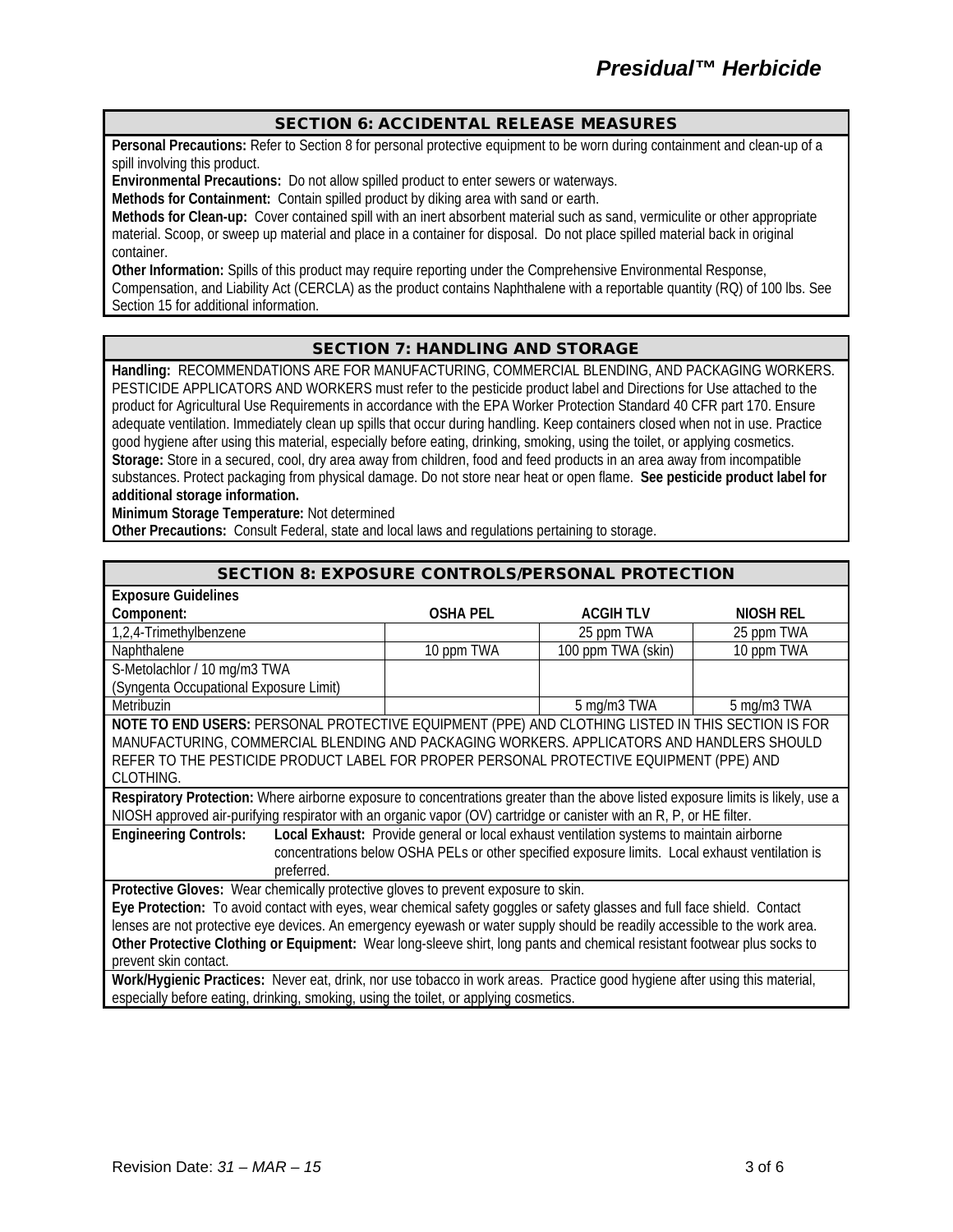## SECTION 6: ACCIDENTAL RELEASE MEASURES

**Personal Precautions:** Refer to Section 8 for personal protective equipment to be worn during containment and clean-up of a spill involving this product.

**Environmental Precautions:** Do not allow spilled product to enter sewers or waterways.

**Methods for Containment:** Contain spilled product by diking area with sand or earth.

**Methods for Clean-up:** Cover contained spill with an inert absorbent material such as sand, vermiculite or other appropriate material. Scoop, or sweep up material and place in a container for disposal. Do not place spilled material back in original container.

**Other Information:** Spills of this product may require reporting under the Comprehensive Environmental Response, Compensation, and Liability Act (CERCLA) as the product contains Naphthalene with a reportable quantity (RQ) of 100 lbs. See Section 15 for additional information.

## SECTION 7: HANDLING AND STORAGE

**Handling:** RECOMMENDATIONS ARE FOR MANUFACTURING, COMMERCIAL BLENDING, AND PACKAGING WORKERS. PESTICIDE APPLICATORS AND WORKERS must refer to the pesticide product label and Directions for Use attached to the product for Agricultural Use Requirements in accordance with the EPA Worker Protection Standard 40 CFR part 170. Ensure adequate ventilation. Immediately clean up spills that occur during handling. Keep containers closed when not in use. Practice good hygiene after using this material, especially before eating, drinking, smoking, using the toilet, or applying cosmetics.

**Storage:** Store in a secured, cool, dry area away from children, food and feed products in an area away from incompatible substances. Protect packaging from physical damage. Do not store near heat or open flame. **See pesticide product label for additional storage information.**

**Minimum Storage Temperature:** Not determined

**Other Precautions:** Consult Federal, state and local laws and regulations pertaining to storage.

## SECTION 8: EXPOSURE CONTROLS/PERSONAL PROTECTION

**Exposure Guidelines**

| Component: | OSHA PEL | ACGIH TLV | NIOSH REL |
|---|---|---|---|
| 1,2,4-Trimethylbenzene | | 25 ppm TWA | 25 ppm TWA |
| Naphthalene | 10 ppm TWA | 100 ppm TWA (skin) | 10 ppm TWA |
| S-Metolachlor / 10 mg/m3 TWA (Syngenta Occupational Exposure Limit) | | | |
| Metribuzin | | 5 mg/m3 TWA | 5 mg/m3 TWA |

**NOTE TO END USERS:** PERSONAL PROTECTIVE EQUIPMENT (PPE) AND CLOTHING LISTED IN THIS SECTION IS FOR MANUFACTURING, COMMERCIAL BLENDING AND PACKAGING WORKERS. APPLICATORS AND HANDLERS SHOULD REFER TO THE PESTICIDE PRODUCT LABEL FOR PROPER PERSONAL PROTECTIVE EQUIPMENT (PPE) AND CLOTHING.

**Respiratory Protection:** Where airborne exposure to concentrations greater than the above listed exposure limits is likely, use a NIOSH approved air-purifying respirator with an organic vapor (OV) cartridge or canister with an R, P, or HE filter.

**Engineering Controls:** **Local Exhaust:** Provide general or local exhaust ventilation systems to maintain airborne concentrations below OSHA PELs or other specified exposure limits. Local exhaust ventilation is preferred.

**Protective Gloves:** Wear chemically protective gloves to prevent exposure to skin.

**Eye Protection:** To avoid contact with eyes, wear chemical safety goggles or safety glasses and full face shield. Contact lenses are not protective eye devices. An emergency eyewash or water supply should be readily accessible to the work area.

**Other Protective Clothing or Equipment:** Wear long-sleeve shirt, long pants and chemical resistant footwear plus socks to prevent skin contact.

**Work/Hygienic Practices:** Never eat, drink, nor use tobacco in work areas. Practice good hygiene after using this material, especially before eating, drinking, smoking, using the toilet, or applying cosmetics.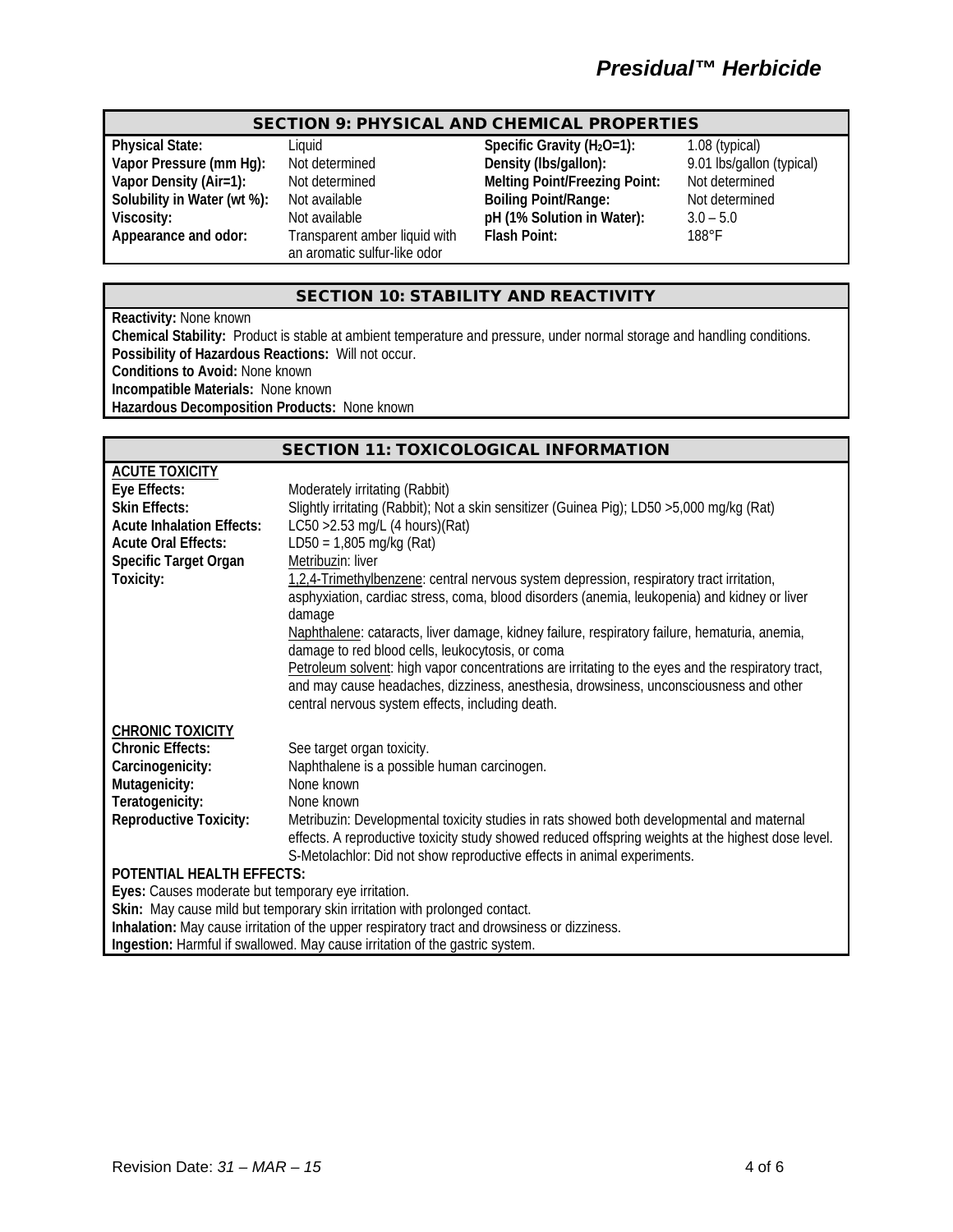## SECTION 9: PHYSICAL AND CHEMICAL PROPERTIES

| | | | |
|---|---|---|---|
| **Physical State:** | Liquid | **Specific Gravity ($H_2O$=1):** | 1.08 (typical) |
| **Vapor Pressure (mm Hg):** | Not determined | **Density (lbs/gallon):** | 9.01 lbs/gallon (typical) |
| **Vapor Density (Air=1):** | Not determined | **Melting Point/Freezing Point:** | Not determined |
| **Solubility in Water (wt %):** | Not available | **Boiling Point/Range:** | Not determined |
| **Viscosity:** | Not available | **pH (1% Solution in Water):** | 3.0 – 5.0 |
| **Appearance and odor:** | Transparent amber liquid with an aromatic sulfur-like odor | **Flash Point:** | 188°F |

## SECTION 10: STABILITY AND REACTIVITY

**Reactivity:** None known
**Chemical Stability:** Product is stable at ambient temperature and pressure, under normal storage and handling conditions.
**Possibility of Hazardous Reactions:** Will not occur.
**Conditions to Avoid:** None known
**Incompatible Materials:** None known
**Hazardous Decomposition Products:** None known

## SECTION 11: TOXICOLOGICAL INFORMATION

**ACUTE TOXICITY**

**Eye Effects:** Moderately irritating (Rabbit)
**Skin Effects:** Slightly irritating (Rabbit); Not a skin sensitizer (Guinea Pig); LD50 >5,000 mg/kg (Rat)
**Acute Inhalation Effects:** LC50 >2.53 mg/L (4 hours)(Rat)
**Acute Oral Effects:** LD50 = 1,805 mg/kg (Rat)
**Specific Target Organ Toxicity:**
Metribuzin: liver
1,2,4-Trimethylbenzene: central nervous system depression, respiratory tract irritation, asphyxiation, cardiac stress, coma, blood disorders (anemia, leukopenia) and kidney or liver damage
Naphthalene: cataracts, liver damage, kidney failure, respiratory failure, hematuria, anemia, damage to red blood cells, leukocytosis, or coma
Petroleum solvent: high vapor concentrations are irritating to the eyes and the respiratory tract, and may cause headaches, dizziness, anesthesia, drowsiness, unconsciousness and other central nervous system effects, including death.

**CHRONIC TOXICITY**

**Chronic Effects:** See target organ toxicity.
**Carcinogenicity:** Naphthalene is a possible human carcinogen.
**Mutagenicity:** None known
**Teratogenicity:** None known
**Reproductive Toxicity:** Metribuzin: Developmental toxicity studies in rats showed both developmental and maternal effects. A reproductive toxicity study showed reduced offspring weights at the highest dose level. S-Metolachlor: Did not show reproductive effects in animal experiments.

**POTENTIAL HEALTH EFFECTS:**
**Eyes:** Causes moderate but temporary eye irritation.
**Skin:** May cause mild but temporary skin irritation with prolonged contact.
**Inhalation:** May cause irritation of the upper respiratory tract and drowsiness or dizziness.
**Ingestion:** Harmful if swallowed. May cause irritation of the gastric system.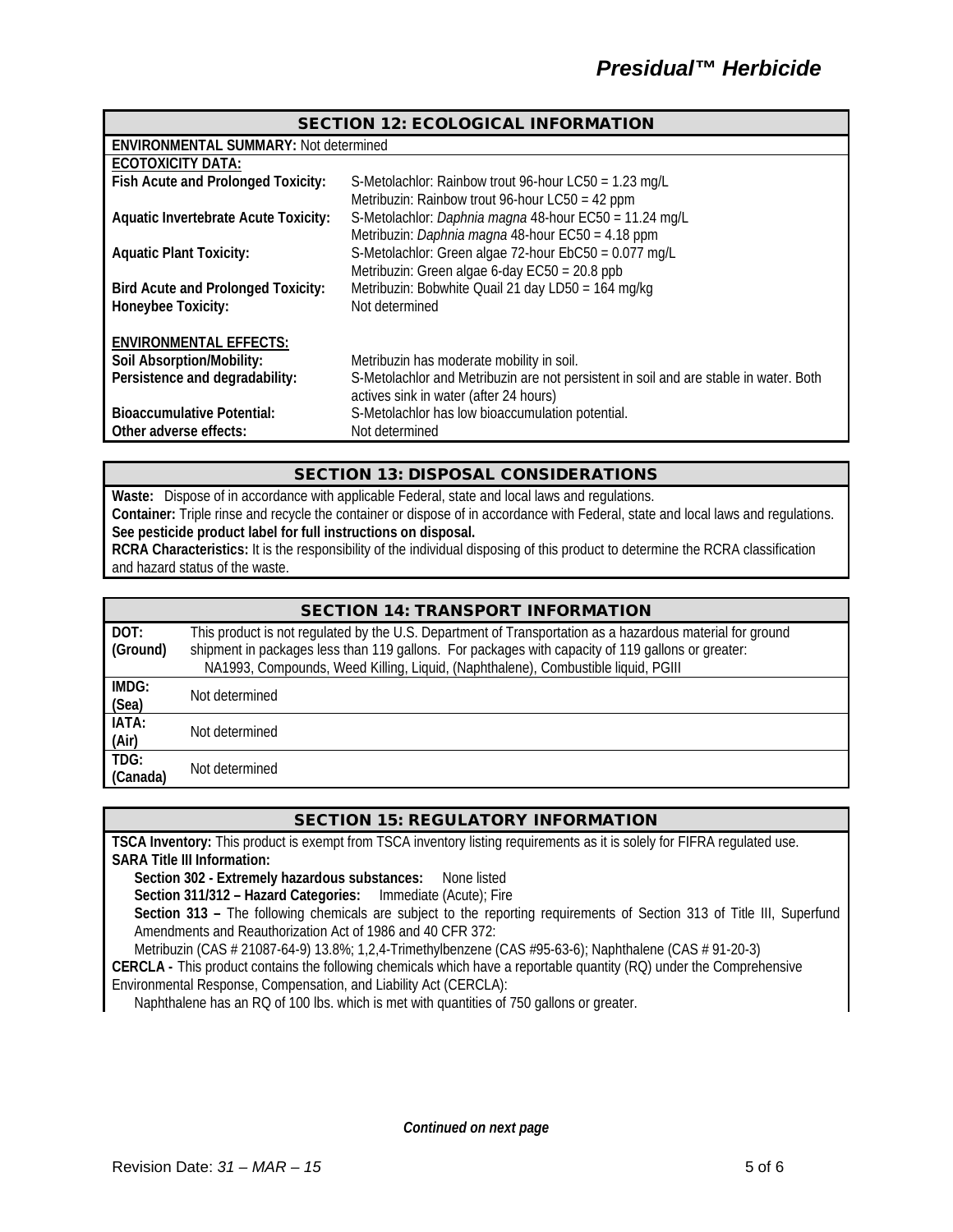## SECTION 12: ECOLOGICAL INFORMATION

**ENVIRONMENTAL SUMMARY:** Not determined

**ECOTOXICITY DATA:**

| | |
|---|---|
| **Fish Acute and Prolonged Toxicity:** | S-Metolachlor: Rainbow trout 96-hour LC50 = 1.23 mg/L<br>Metribuzin: Rainbow trout 96-hour LC50 = 42 ppm |
| **Aquatic Invertebrate Acute Toxicity:** | S-Metolachlor: *Daphnia magna* 48-hour EC50 = 11.24 mg/L<br>Metribuzin: *Daphnia magna* 48-hour EC50 = 4.18 ppm |
| **Aquatic Plant Toxicity:** | S-Metolachlor: Green algae 72-hour EbC50 = 0.077 mg/L<br>Metribuzin: Green algae 6-day EC50 = 20.8 ppb |
| **Bird Acute and Prolonged Toxicity:** | Metribuzin: Bobwhite Quail 21 day LD50 = 164 mg/kg |
| **Honeybee Toxicity:** | Not determined |

**ENVIRONMENTAL EFFECTS:**

| | |
|---|---|
| **Soil Absorption/Mobility:** | Metribuzin has moderate mobility in soil. |
| **Persistence and degradability:** | S-Metolachlor and Metribuzin are not persistent in soil and are stable in water. Both actives sink in water (after 24 hours) |
| **Bioaccumulative Potential:** | S-Metolachlor has low bioaccumulation potential. |
| **Other adverse effects:** | Not determined |

## SECTION 13: DISPOSAL CONSIDERATIONS

**Waste:** Dispose of in accordance with applicable Federal, state and local laws and regulations.
**Container:** Triple rinse and recycle the container or dispose of in accordance with Federal, state and local laws and regulations.
**See pesticide product label for full instructions on disposal.**
**RCRA Characteristics:** It is the responsibility of the individual disposing of this product to determine the RCRA classification and hazard status of the waste.

## SECTION 14: TRANSPORT INFORMATION

| | |
|---|---|
| **DOT: (Ground)** | This product is not regulated by the U.S. Department of Transportation as a hazardous material for ground shipment in packages less than 119 gallons. For packages with capacity of 119 gallons or greater:<br>NA1993, Compounds, Weed Killing, Liquid, (Naphthalene), Combustible liquid, PGIII |
| **IMDG: (Sea)** | Not determined |
| **IATA: (Air)** | Not determined |
| **TDG: (Canada)** | Not determined |

## SECTION 15: REGULATORY INFORMATION

**TSCA Inventory:** This product is exempt from TSCA inventory listing requirements as it is solely for FIFRA regulated use.

**SARA Title III Information:**

**Section 302 - Extremely hazardous substances:** None listed

**Section 311/312 – Hazard Categories:** Immediate (Acute); Fire

**Section 313 –** The following chemicals are subject to the reporting requirements of Section 313 of Title III, Superfund Amendments and Reauthorization Act of 1986 and 40 CFR 372:

Metribuzin (CAS # 21087-64-9) 13.8%; 1,2,4-Trimethylbenzene (CAS #95-63-6); Naphthalene (CAS # 91-20-3)

**CERCLA -** This product contains the following chemicals which have a reportable quantity (RQ) under the Comprehensive Environmental Response, Compensation, and Liability Act (CERCLA):

Naphthalene has an RQ of 100 lbs. which is met with quantities of 750 gallons or greater.

***Continued on next page***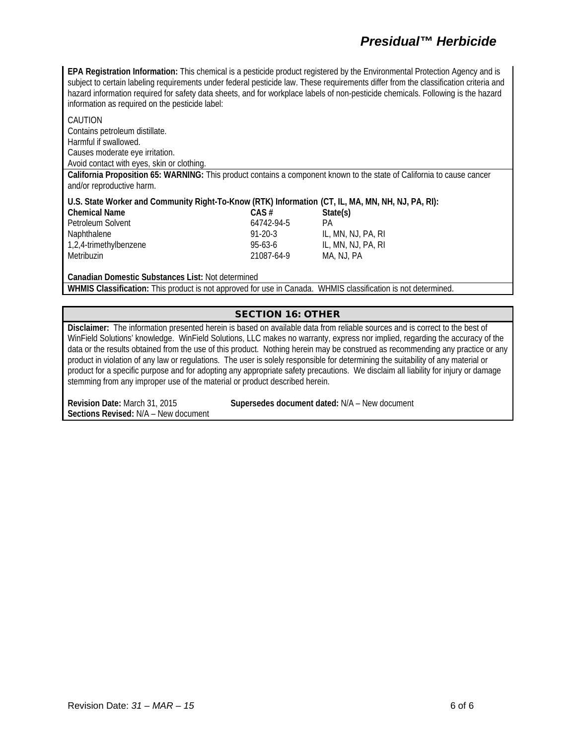**EPA Registration Information:** This chemical is a pesticide product registered by the Environmental Protection Agency and is subject to certain labeling requirements under federal pesticide law. These requirements differ from the classification criteria and hazard information required for safety data sheets, and for workplace labels of non-pesticide chemicals. Following is the hazard information as required on the pesticide label:

CAUTION
Contains petroleum distillate.
Harmful if swallowed.
Causes moderate eye irritation.
Avoid contact with eyes, skin or clothing.

**California Proposition 65: WARNING:** This product contains a component known to the state of California to cause cancer and/or reproductive harm.

**U.S. State Worker and Community Right-To-Know (RTK) Information (CT, IL, MA, MN, NH, NJ, PA, RI):**

| Chemical Name | CAS # | State(s) |
| --- | --- | --- |
| Petroleum Solvent | 64742-94-5 | PA |
| Naphthalene | 91-20-3 | IL, MN, NJ, PA, RI |
| 1,2,4-trimethylbenzene | 95-63-6 | IL, MN, NJ, PA, RI |
| Metribuzin | 21087-64-9 | MA, NJ, PA |

**Canadian Domestic Substances List:** Not determined

**WHMIS Classification:** This product is not approved for use in Canada. WHMIS classification is not determined.

## SECTION 16: OTHER

**Disclaimer:** The information presented herein is based on available data from reliable sources and is correct to the best of WinField Solutions' knowledge. WinField Solutions, LLC makes no warranty, express nor implied, regarding the accuracy of the data or the results obtained from the use of this product. Nothing herein may be construed as recommending any practice or any product in violation of any law or regulations. The user is solely responsible for determining the suitability of any material or product for a specific purpose and for adopting any appropriate safety precautions. We disclaim all liability for injury or damage stemming from any improper use of the material or product described herein.

**Revision Date:** March 31, 2015
**Supersedes document dated:** N/A – New document
**Sections Revised:** N/A – New document